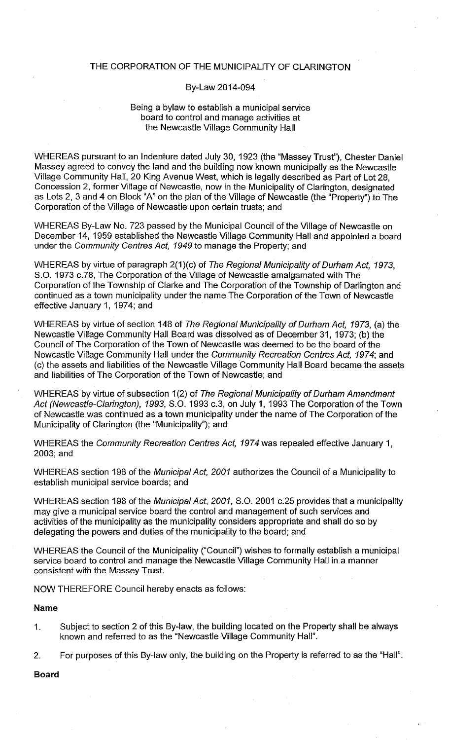# THE CORPORATION OF THE MUNICIPALITY OF CLARINGTON

## By-Law 2014-094

### Being a bylaw to establish a municipal service board to control and manage activities at the Newcastle Village Community Hall

WHEREAS pursuant to an Indenture dated July 30, 1923 (the "Massey Trust"), Chester Daniel Massey agreed to convey the land and the building now known municipally as the Newcastle Village Community Hall, 20 King Avenue West, which is legally described as Part of Lot 28, Concession 2, former Village of Newcastle, now in the Municipality of Clarington, designated as Lots 2, 3 and 4 on Block "A" on the plan of the Village of Newcastle (the "Property") to The Corporation of the Village of Newcastle upon certain trusts; and

WHEREAS By-Law No. 723 passed by the Municipal Council of the Village of Newcastle on December 14, 1959 established the Newcastle Village Community Hall and appointed a board under the *Community Centres Act, 1949* to manage the Property; and

WHEREAS by virtue of paragraph 2(1)(c) of *The Regional Municipality of Durham Act, 1973*, S.O. 1973 c.78, The Corporation of the Village of Newcastle amalgamated with The Corporation of the Township of Clarke and The Corporation of the Township of Darlington and continued as a town municipality under the name The Corporation of the Town of Newcastle effective January 1, 1974; and

WHEREAS by virtue of section 148 of *The Regional Municipality of Durham Act, 1973*, (a) the Newcastle Village Community Hall Board was dissolved as of December 31, 1973; (b) the Council of The Corporation of the Town of Newcastle was deemed to be the board of the Newcastle Village Community Hall under the *Community Recreation Centres Act, 1974*; and (c) the assets and liabilities of the Newcastle Village Community Hall Board became the assets and liabilities of The Corporation of the Town of Newcastle; and

WHEREAS by virtue of subsection 1(2) of *The Regional Municipality of Durham Amendment Act (Newcastle-Clarington), 1993*, S.O. 1993 c.3, on July 1, 1993 The Corporation of the Town of Newcastle was continued as a town municipality under the name of The Corporation of the Municipality of Clarington (the "Municipality"); and

WHEREAS the *Community Recreation Centres Act, 1974* was repealed effective January 1, 2003; and

WHEREAS section 196 of the *Municipal Act, 2001* authorizes the Council of a Municipality to establish municipal service boards; and

WHEREAS section 198 of the *Municipal Act, 2001*, S.O. 2001 c.25 provides that a municipality may give a municipal service board the control and management of such services and activities of the municipality as the municipality considers appropriate and shall do so by delegating the powers and duties of the municipality to the board; and

WHEREAS the Council of the Municipality ("Council") wishes to formally establish a municipal service board to control and manage the Newcastle Village Community Hall in a manner consistent with the Massey Trust.

NOW THEREFORE Council hereby enacts as follows:

**Name**

1. Subject to section 2 of this By-law, the building located on the Property shall be always known and referred to as the "Newcastle Village Community Hall".

2. For purposes of this By-law only, the building on the Property is referred to as the "Hall".

**Board**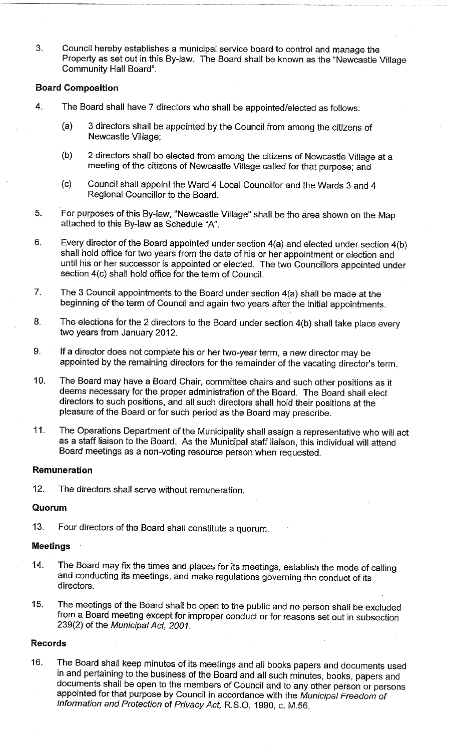3. Council hereby establishes a municipal service board to control and manage the Property as set out in this By-law. The Board shall be known as the "Newcastle Village Community Hall Board".

**Board Composition**

4. The Board shall have 7 directors who shall be appointed/elected as follows:

   (a) 3 directors shall be appointed by the Council from among the citizens of Newcastle Village;

   (b) 2 directors shall be elected from among the citizens of Newcastle Village at a meeting of the citizens of Newcastle Village called for that purpose; and

   (c) Council shall appoint the Ward 4 Local Councillor and the Wards 3 and 4 Regional Councillor to the Board.

5. For purposes of this By-law, "Newcastle Village" shall be the area shown on the Map attached to this By-law as Schedule "A".

6. Every director of the Board appointed under section 4(a) and elected under section 4(b) shall hold office for two years from the date of his or her appointment or election and until his or her successor is appointed or elected. The two Councillors appointed under section 4(c) shall hold office for the term of Council.

7. The 3 Council appointments to the Board under section 4(a) shall be made at the beginning of the term of Council and again two years after the initial appointments.

8. The elections for the 2 directors to the Board under section 4(b) shall take place every two years from January 2012.

9. If a director does not complete his or her two-year term, a new director may be appointed by the remaining directors for the remainder of the vacating director's term.

10. The Board may have a Board Chair, committee chairs and such other positions as it deems necessary for the proper administration of the Board. The Board shall elect directors to such positions, and all such directors shall hold their positions at the pleasure of the Board or for such period as the Board may prescribe.

11. The Operations Department of the Municipality shall assign a representative who will act as a staff liaison to the Board. As the Municipal staff liaison, this individual will attend Board meetings as a non-voting resource person when requested.

**Remuneration**

12. The directors shall serve without remuneration.

**Quorum**

13. Four directors of the Board shall constitute a quorum.

**Meetings**

14. The Board may fix the times and places for its meetings, establish the mode of calling and conducting its meetings, and make regulations governing the conduct of its directors.

15. The meetings of the Board shall be open to the public and no person shall be excluded from a Board meeting except for improper conduct or for reasons set out in subsection 239(2) of the *Municipal Act, 2001*.

**Records**

16. The Board shall keep minutes of its meetings and all books papers and documents used in and pertaining to the business of the Board and all such minutes, books, papers and documents shall be open to the members of Council and to any other person or persons appointed for that purpose by Council in accordance with the *Municipal Freedom of Information and Protection* of *Privacy Act,* R.S.O. 1990, c. M.56.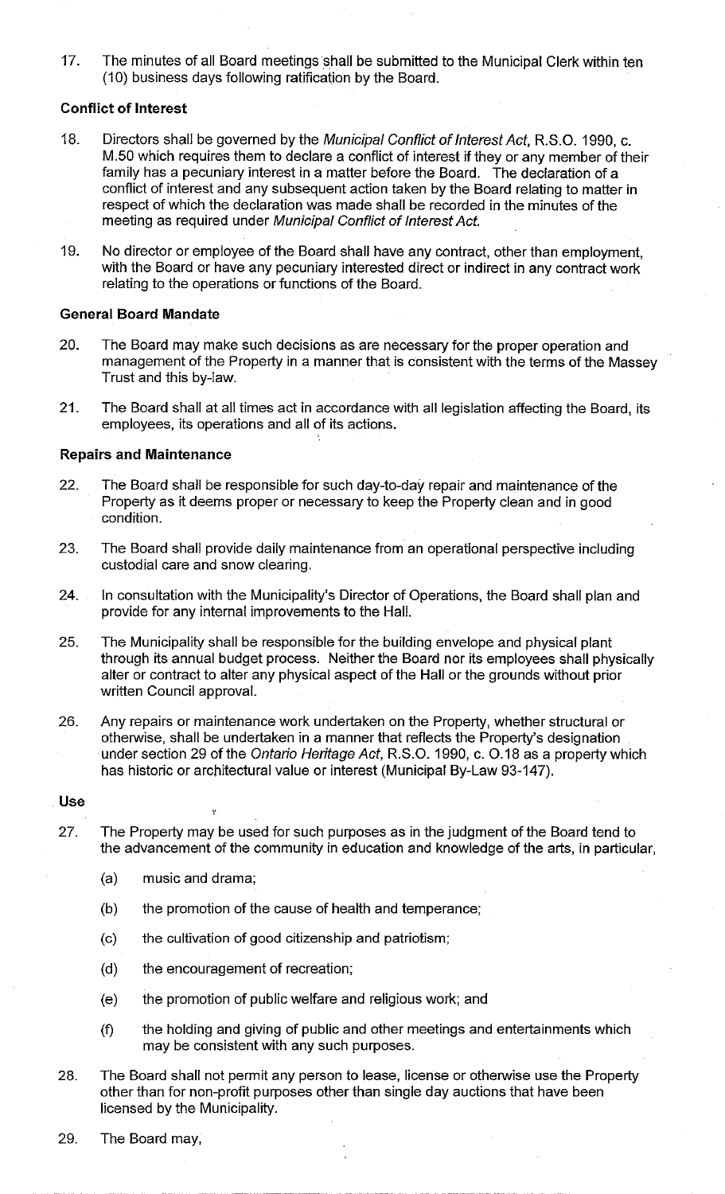17. The minutes of all Board meetings shall be submitted to the Municipal Clerk within ten (10) business days following ratification by the Board.

**Conflict of Interest**

18. Directors shall be governed by the *Municipal Conflict of Interest Act*, R.S.O. 1990, c. M.50 which requires them to declare a conflict of interest if they or any member of their family has a pecuniary interest in a matter before the Board. The declaration of a conflict of interest and any subsequent action taken by the Board relating to matter in respect of which the declaration was made shall be recorded in the minutes of the meeting as required under *Municipal Conflict of Interest Act.*

19. No director or employee of the Board shall have any contract, other than employment, with the Board or have any pecuniary interested direct or indirect in any contract work relating to the operations or functions of the Board.

**General Board Mandate**

20. The Board may make such decisions as are necessary for the proper operation and management of the Property in a manner that is consistent with the terms of the Massey Trust and this by-law.

21. The Board shall at all times act in accordance with all legislation affecting the Board, its employees, its operations and all of its actions.

**Repairs and Maintenance**

22. The Board shall be responsible for such day-to-day repair and maintenance of the Property as it deems proper or necessary to keep the Property clean and in good condition.

23. The Board shall provide daily maintenance from an operational perspective including custodial care and snow clearing.

24. In consultation with the Municipality's Director of Operations, the Board shall plan and provide for any internal improvements to the Hall.

25. The Municipality shall be responsible for the building envelope and physical plant through its annual budget process. Neither the Board nor its employees shall physically alter or contract to alter any physical aspect of the Hall or the grounds without prior written Council approval.

26. Any repairs or maintenance work undertaken on the Property, whether structural or otherwise, shall be undertaken in a manner that reflects the Property's designation under section 29 of the *Ontario Heritage Act*, R.S.O. 1990, c. O.18 as a property which has historic or architectural value or interest (Municipal By-Law 93-147).

**Use**

27. The Property may be used for such purposes as in the judgment of the Board tend to the advancement of the community in education and knowledge of the arts, in particular,

    (a) music and drama;

    (b) the promotion of the cause of health and temperance;

    (c) the cultivation of good citizenship and patriotism;

    (d) the encouragement of recreation;

    (e) the promotion of public welfare and religious work; and

    (f) the holding and giving of public and other meetings and entertainments which may be consistent with any such purposes.

28. The Board shall not permit any person to lease, license or otherwise use the Property other than for non-profit purposes other than single day auctions that have been licensed by the Municipality.

29. The Board may,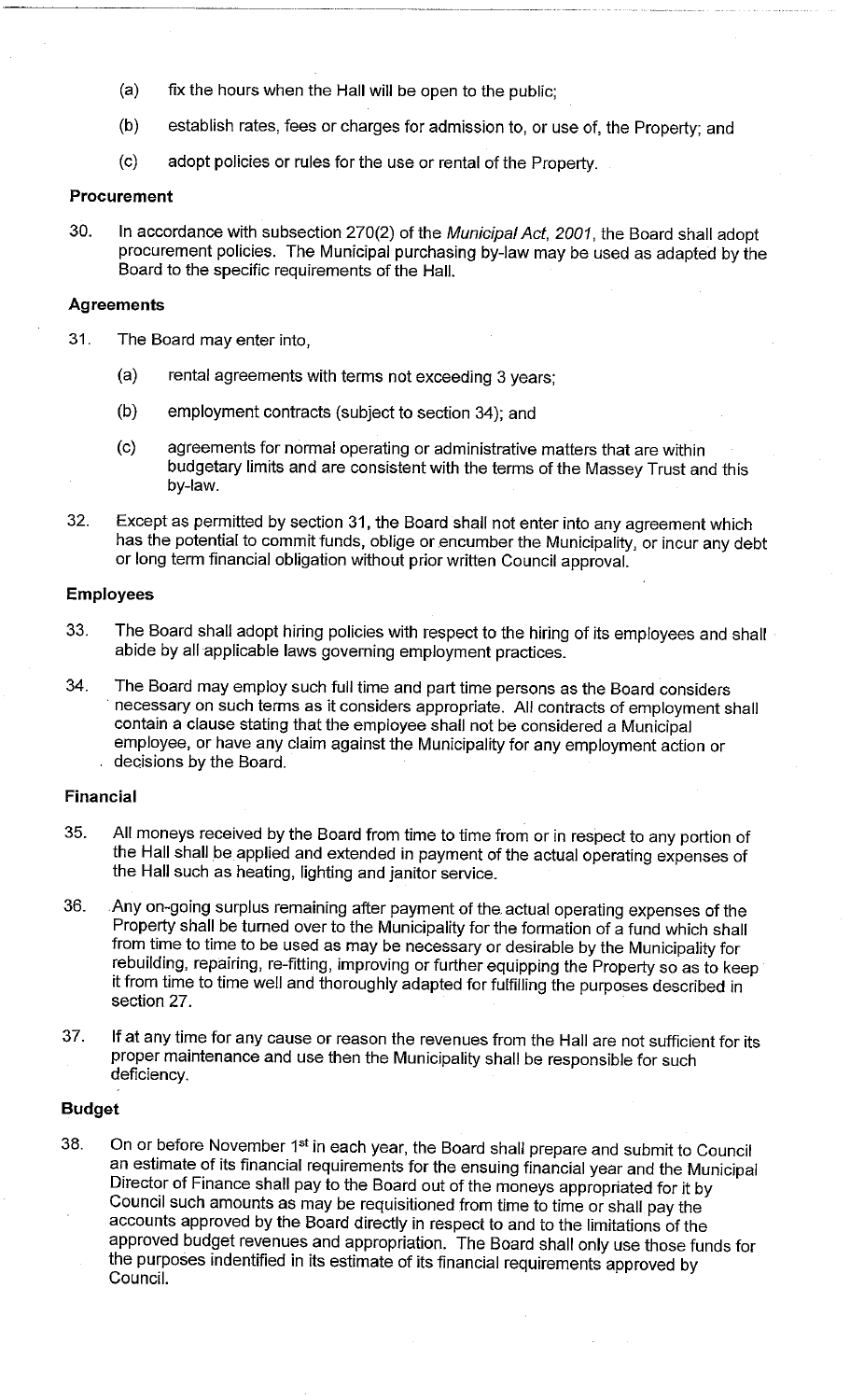(a) fix the hours when the Hall will be open to the public;

(b) establish rates, fees or charges for admission to, or use of, the Property; and

(c) adopt policies or rules for the use or rental of the Property.

**Procurement**

30. In accordance with subsection 270(2) of the *Municipal Act, 2001*, the Board shall adopt procurement policies. The Municipal purchasing by-law may be used as adapted by the Board to the specific requirements of the Hall.

**Agreements**

31. The Board may enter into,

(a) rental agreements with terms not exceeding 3 years;

(b) employment contracts (subject to section 34); and

(c) agreements for normal operating or administrative matters that are within budgetary limits and are consistent with the terms of the Massey Trust and this by-law.

32. Except as permitted by section 31, the Board shall not enter into any agreement which has the potential to commit funds, oblige or encumber the Municipality, or incur any debt or long term financial obligation without prior written Council approval.

**Employees**

33. The Board shall adopt hiring policies with respect to the hiring of its employees and shall abide by all applicable laws governing employment practices.

34. The Board may employ such full time and part time persons as the Board considers necessary on such terms as it considers appropriate. All contracts of employment shall contain a clause stating that the employee shall not be considered a Municipal employee, or have any claim against the Municipality for any employment action or decisions by the Board.

**Financial**

35. All moneys received by the Board from time to time from or in respect to any portion of the Hall shall be applied and extended in payment of the actual operating expenses of the Hall such as heating, lighting and janitor service.

36. Any on-going surplus remaining after payment of the actual operating expenses of the Property shall be turned over to the Municipality for the formation of a fund which shall from time to time to be used as may be necessary or desirable by the Municipality for rebuilding, repairing, re-fitting, improving or further equipping the Property so as to keep it from time to time well and thoroughly adapted for fulfilling the purposes described in section 27.

37. If at any time for any cause or reason the revenues from the Hall are not sufficient for its proper maintenance and use then the Municipality shall be responsible for such deficiency.

**Budget**

38. On or before November 1st in each year, the Board shall prepare and submit to Council an estimate of its financial requirements for the ensuing financial year and the Municipal Director of Finance shall pay to the Board out of the moneys appropriated for it by Council such amounts as may be requisitioned from time to time or shall pay the accounts approved by the Board directly in respect to and to the limitations of the approved budget revenues and appropriation. The Board shall only use those funds for the purposes indentified in its estimate of its financial requirements approved by Council.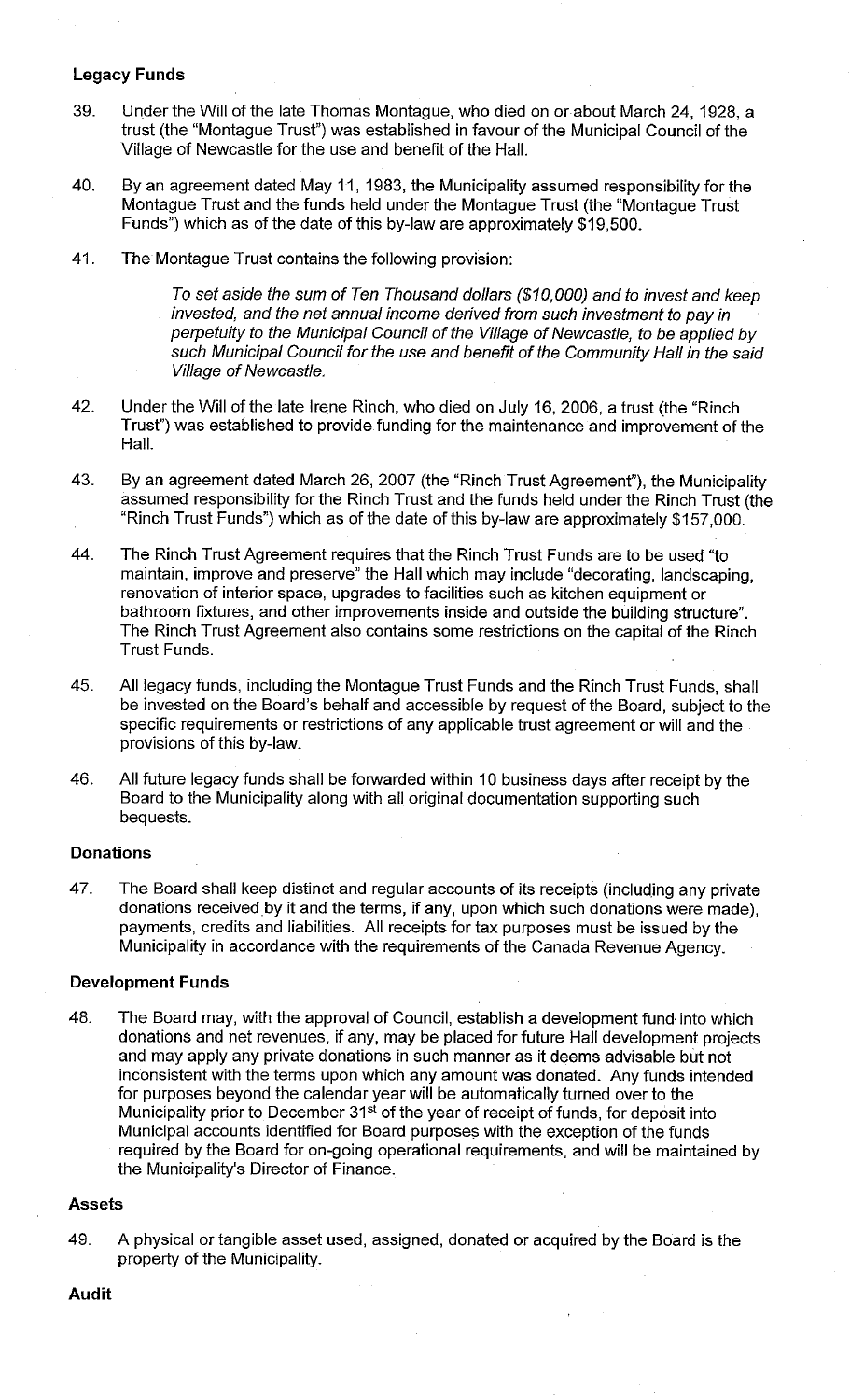### Legacy Funds

39. Under the Will of the late Thomas Montague, who died on or about March 24, 1928, a trust (the "Montague Trust") was established in favour of the Municipal Council of the Village of Newcastle for the use and benefit of the Hall.

40. By an agreement dated May 11, 1983, the Municipality assumed responsibility for the Montague Trust and the funds held under the Montague Trust (the "Montague Trust Funds") which as of the date of this by-law are approximately $19,500.

41. The Montague Trust contains the following provision:

    *To set aside the sum of Ten Thousand dollars ($10,000) and to invest and keep invested, and the net annual income derived from such investment to pay in perpetuity to the Municipal Council of the Village of Newcastle, to be applied by such Municipal Council for the use and benefit of the Community Hall in the said Village of Newcastle.*

42. Under the Will of the late Irene Rinch, who died on July 16, 2006, a trust (the "Rinch Trust") was established to provide funding for the maintenance and improvement of the Hall.

43. By an agreement dated March 26, 2007 (the "Rinch Trust Agreement"), the Municipality assumed responsibility for the Rinch Trust and the funds held under the Rinch Trust (the "Rinch Trust Funds") which as of the date of this by-law are approximately $157,000.

44. The Rinch Trust Agreement requires that the Rinch Trust Funds are to be used "to maintain, improve and preserve" the Hall which may include "decorating, landscaping, renovation of interior space, upgrades to facilities such as kitchen equipment or bathroom fixtures, and other improvements inside and outside the building structure". The Rinch Trust Agreement also contains some restrictions on the capital of the Rinch Trust Funds.

45. All legacy funds, including the Montague Trust Funds and the Rinch Trust Funds, shall be invested on the Board's behalf and accessible by request of the Board, subject to the specific requirements or restrictions of any applicable trust agreement or will and the provisions of this by-law.

46. All future legacy funds shall be forwarded within 10 business days after receipt by the Board to the Municipality along with all original documentation supporting such bequests.

### Donations

47. The Board shall keep distinct and regular accounts of its receipts (including any private donations received by it and the terms, if any, upon which such donations were made), payments, credits and liabilities. All receipts for tax purposes must be issued by the Municipality in accordance with the requirements of the Canada Revenue Agency.

### Development Funds

48. The Board may, with the approval of Council, establish a development fund into which donations and net revenues, if any, may be placed for future Hall development projects and may apply any private donations in such manner as it deems advisable but not inconsistent with the terms upon which any amount was donated. Any funds intended for purposes beyond the calendar year will be automatically turned over to the Municipality prior to December 31st of the year of receipt of funds, for deposit into Municipal accounts identified for Board purposes with the exception of the funds required by the Board for on-going operational requirements, and will be maintained by the Municipality's Director of Finance.

### Assets

49. A physical or tangible asset used, assigned, donated or acquired by the Board is the property of the Municipality.

### Audit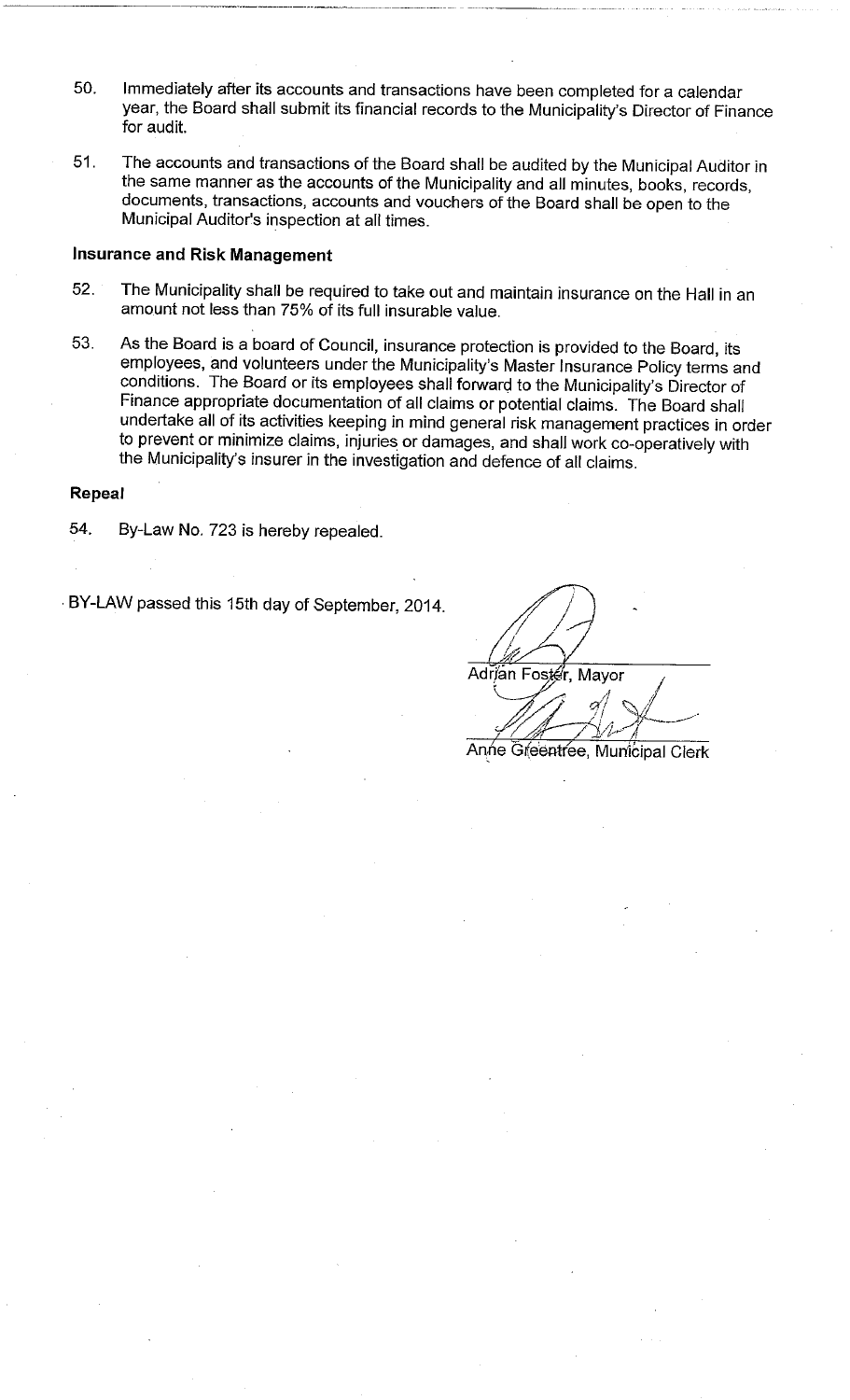50. Immediately after its accounts and transactions have been completed for a calendar year, the Board shall submit its financial records to the Municipality's Director of Finance for audit.

51. The accounts and transactions of the Board shall be audited by the Municipal Auditor in the same manner as the accounts of the Municipality and all minutes, books, records, documents, transactions, accounts and vouchers of the Board shall be open to the Municipal Auditor's inspection at all times.

**Insurance and Risk Management**

52. The Municipality shall be required to take out and maintain insurance on the Hall in an amount not less than 75% of its full insurable value.

53. As the Board is a board of Council, insurance protection is provided to the Board, its employees, and volunteers under the Municipality's Master Insurance Policy terms and conditions. The Board or its employees shall forward to the Municipality's Director of Finance appropriate documentation of all claims or potential claims. The Board shall undertake all of its activities keeping in mind general risk management practices in order to prevent or minimize claims, injuries or damages, and shall work co-operatively with the Municipality's insurer in the investigation and defence of all claims.

**Repeal**

54. By-Law No. 723 is hereby repealed.

BY-LAW passed this 15th day of September, 2014.

Adrian Foster, Mayor

Anne Greentree, Municipal Clerk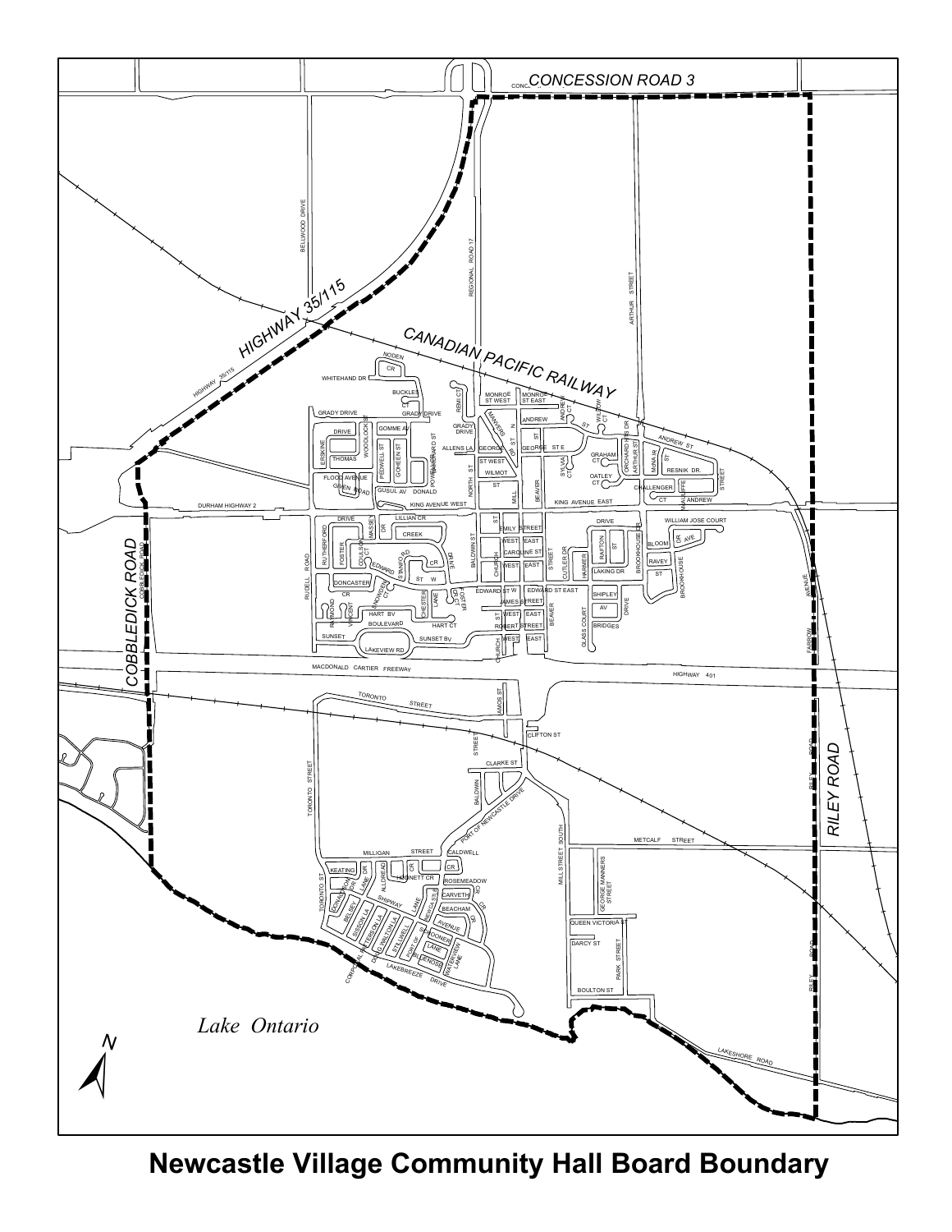CONCESSION ROAD 3

HIGHWAY 35/115

CANADIAN PACIFIC RAILWAY

COBBLEDICK ROAD

RILEY ROAD

DURHAM HIGHWAY 2

MACDONALD CARTIER FREEWAY

HIGHWAY 401

Lake Ontario

N

# Newcastle Village Community Hall Board Boundary